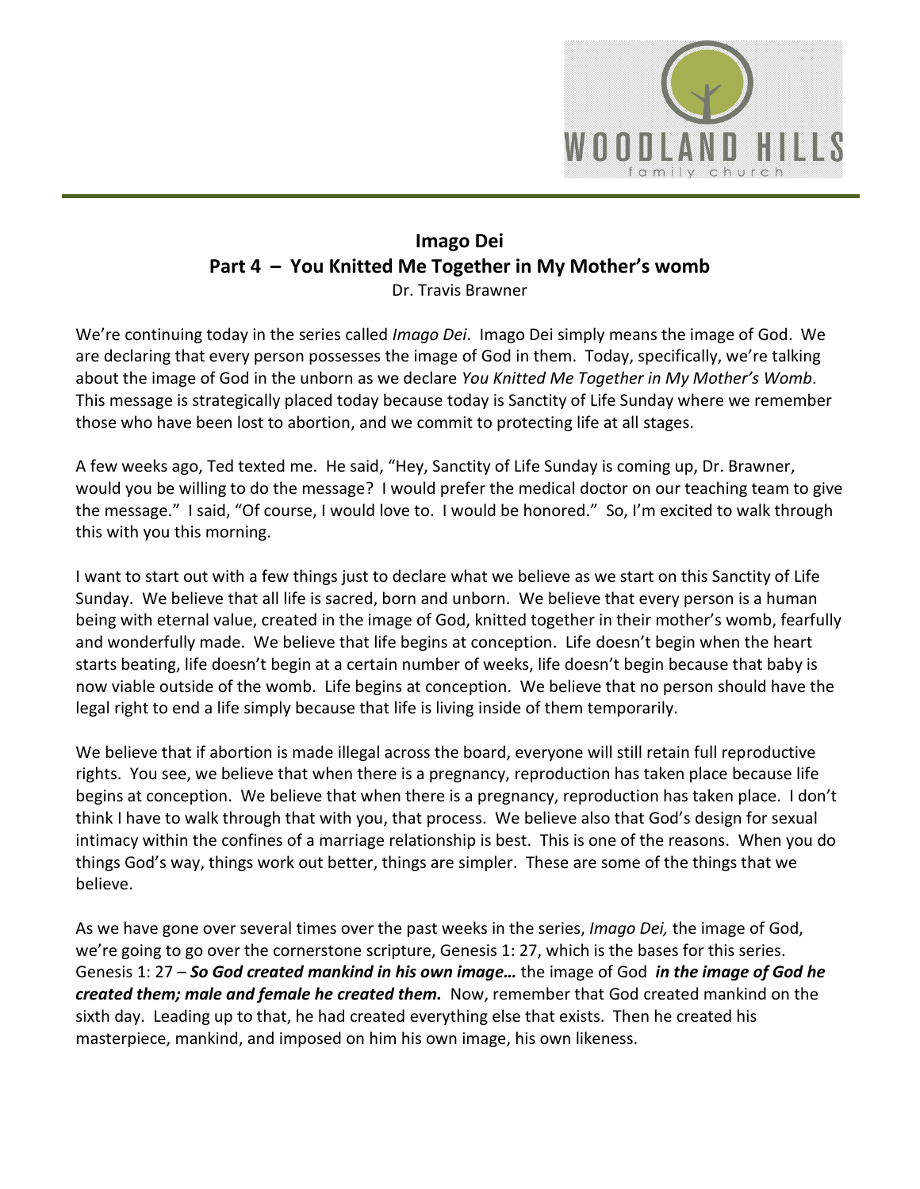# Imago Dei

## Part 4 – You Knitted Me Together in My Mother's womb

Dr. Travis Brawner

We're continuing today in the series called *Imago Dei*. Imago Dei simply means the image of God. We are declaring that every person possesses the image of God in them. Today, specifically, we're talking about the image of God in the unborn as we declare *You Knitted Me Together in My Mother's Womb*. This message is strategically placed today because today is Sanctity of Life Sunday where we remember those who have been lost to abortion, and we commit to protecting life at all stages.

A few weeks ago, Ted texted me. He said, "Hey, Sanctity of Life Sunday is coming up, Dr. Brawner, would you be willing to do the message? I would prefer the medical doctor on our teaching team to give the message." I said, "Of course, I would love to. I would be honored." So, I'm excited to walk through this with you this morning.

I want to start out with a few things just to declare what we believe as we start on this Sanctity of Life Sunday. We believe that all life is sacred, born and unborn. We believe that every person is a human being with eternal value, created in the image of God, knitted together in their mother's womb, fearfully and wonderfully made. We believe that life begins at conception. Life doesn't begin when the heart starts beating, life doesn't begin at a certain number of weeks, life doesn't begin because that baby is now viable outside of the womb. Life begins at conception. We believe that no person should have the legal right to end a life simply because that life is living inside of them temporarily.

We believe that if abortion is made illegal across the board, everyone will still retain full reproductive rights. You see, we believe that when there is a pregnancy, reproduction has taken place because life begins at conception. We believe that when there is a pregnancy, reproduction has taken place. I don't think I have to walk through that with you, that process. We believe also that God's design for sexual intimacy within the confines of a marriage relationship is best. This is one of the reasons. When you do things God's way, things work out better, things are simpler. These are some of the things that we believe.

As we have gone over several times over the past weeks in the series, *Imago Dei,* the image of God, we're going to go over the cornerstone scripture, Genesis 1: 27, which is the bases for this series. Genesis 1: 27 – ***So God created mankind in his own image…*** the image of God ***in the image of God he created them; male and female he created them.*** Now, remember that God created mankind on the sixth day. Leading up to that, he had created everything else that exists. Then he created his masterpiece, mankind, and imposed on him his own image, his own likeness.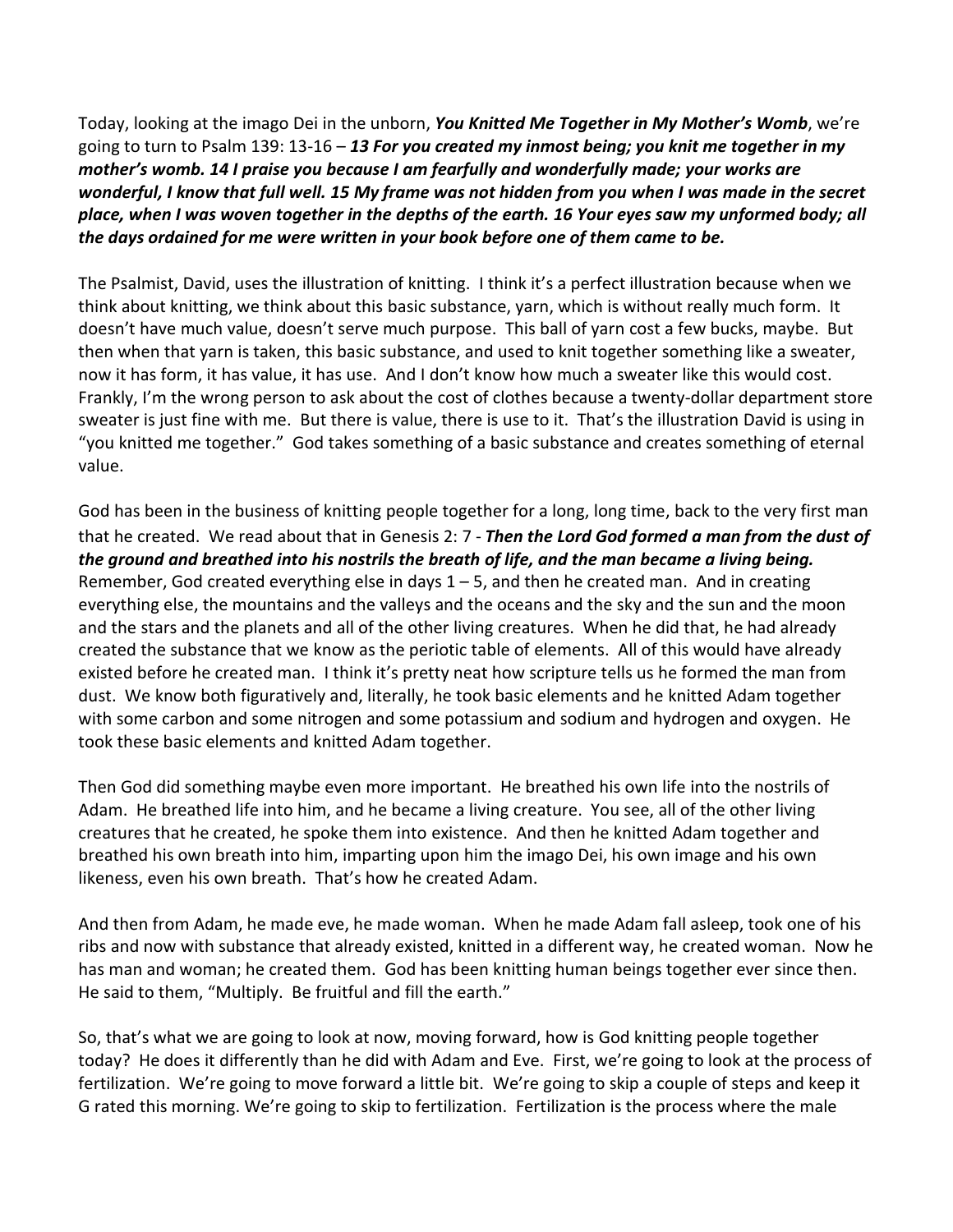Today, looking at the imago Dei in the unborn, ***You Knitted Me Together in My Mother's Womb***, we're going to turn to Psalm 139: 13-16 – ***13 For you created my inmost being; you knit me together in my mother's womb. 14 I praise you because I am fearfully and wonderfully made; your works are wonderful, I know that full well. 15 My frame was not hidden from you when I was made in the secret place, when I was woven together in the depths of the earth. 16 Your eyes saw my unformed body; all the days ordained for me were written in your book before one of them came to be.***

The Psalmist, David, uses the illustration of knitting. I think it's a perfect illustration because when we think about knitting, we think about this basic substance, yarn, which is without really much form. It doesn't have much value, doesn't serve much purpose. This ball of yarn cost a few bucks, maybe. But then when that yarn is taken, this basic substance, and used to knit together something like a sweater, now it has form, it has value, it has use. And I don't know how much a sweater like this would cost. Frankly, I'm the wrong person to ask about the cost of clothes because a twenty-dollar department store sweater is just fine with me. But there is value, there is use to it. That's the illustration David is using in "you knitted me together." God takes something of a basic substance and creates something of eternal value.

God has been in the business of knitting people together for a long, long time, back to the very first man that he created. We read about that in Genesis 2: 7 - ***Then the Lord God formed a man from the dust of the ground and breathed into his nostrils the breath of life, and the man became a living being.*** Remember, God created everything else in days 1 – 5, and then he created man. And in creating everything else, the mountains and the valleys and the oceans and the sky and the sun and the moon and the stars and the planets and all of the other living creatures. When he did that, he had already created the substance that we know as the periotic table of elements. All of this would have already existed before he created man. I think it's pretty neat how scripture tells us he formed the man from dust. We know both figuratively and, literally, he took basic elements and he knitted Adam together with some carbon and some nitrogen and some potassium and sodium and hydrogen and oxygen. He took these basic elements and knitted Adam together.

Then God did something maybe even more important. He breathed his own life into the nostrils of Adam. He breathed life into him, and he became a living creature. You see, all of the other living creatures that he created, he spoke them into existence. And then he knitted Adam together and breathed his own breath into him, imparting upon him the imago Dei, his own image and his own likeness, even his own breath. That's how he created Adam.

And then from Adam, he made eve, he made woman. When he made Adam fall asleep, took one of his ribs and now with substance that already existed, knitted in a different way, he created woman. Now he has man and woman; he created them. God has been knitting human beings together ever since then. He said to them, "Multiply. Be fruitful and fill the earth."

So, that's what we are going to look at now, moving forward, how is God knitting people together today? He does it differently than he did with Adam and Eve. First, we're going to look at the process of fertilization. We're going to move forward a little bit. We're going to skip a couple of steps and keep it G rated this morning. We're going to skip to fertilization. Fertilization is the process where the male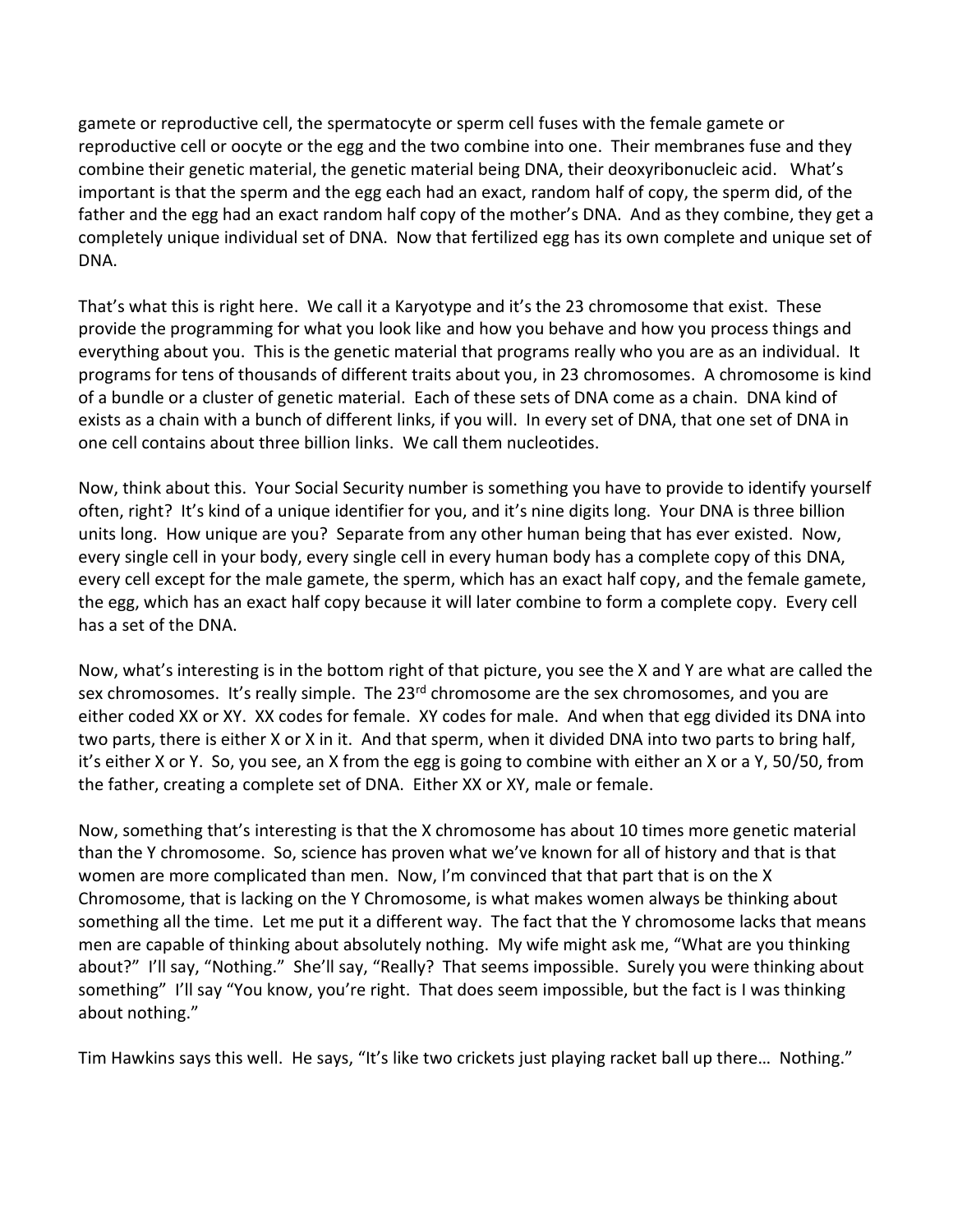gamete or reproductive cell, the spermatocyte or sperm cell fuses with the female gamete or reproductive cell or oocyte or the egg and the two combine into one. Their membranes fuse and they combine their genetic material, the genetic material being DNA, their deoxyribonucleic acid. What's important is that the sperm and the egg each had an exact, random half of copy, the sperm did, of the father and the egg had an exact random half copy of the mother's DNA. And as they combine, they get a completely unique individual set of DNA. Now that fertilized egg has its own complete and unique set of DNA.

That's what this is right here. We call it a Karyotype and it's the 23 chromosome that exist. These provide the programming for what you look like and how you behave and how you process things and everything about you. This is the genetic material that programs really who you are as an individual. It programs for tens of thousands of different traits about you, in 23 chromosomes. A chromosome is kind of a bundle or a cluster of genetic material. Each of these sets of DNA come as a chain. DNA kind of exists as a chain with a bunch of different links, if you will. In every set of DNA, that one set of DNA in one cell contains about three billion links. We call them nucleotides.

Now, think about this. Your Social Security number is something you have to provide to identify yourself often, right? It's kind of a unique identifier for you, and it's nine digits long. Your DNA is three billion units long. How unique are you? Separate from any other human being that has ever existed. Now, every single cell in your body, every single cell in every human body has a complete copy of this DNA, every cell except for the male gamete, the sperm, which has an exact half copy, and the female gamete, the egg, which has an exact half copy because it will later combine to form a complete copy. Every cell has a set of the DNA.

Now, what's interesting is in the bottom right of that picture, you see the X and Y are what are called the sex chromosomes. It's really simple. The 23rd chromosome are the sex chromosomes, and you are either coded XX or XY. XX codes for female. XY codes for male. And when that egg divided its DNA into two parts, there is either X or X in it. And that sperm, when it divided DNA into two parts to bring half, it's either X or Y. So, you see, an X from the egg is going to combine with either an X or a Y, 50/50, from the father, creating a complete set of DNA. Either XX or XY, male or female.

Now, something that's interesting is that the X chromosome has about 10 times more genetic material than the Y chromosome. So, science has proven what we've known for all of history and that is that women are more complicated than men. Now, I'm convinced that that part that is on the X Chromosome, that is lacking on the Y Chromosome, is what makes women always be thinking about something all the time. Let me put it a different way. The fact that the Y chromosome lacks that means men are capable of thinking about absolutely nothing. My wife might ask me, "What are you thinking about?" I'll say, "Nothing." She'll say, "Really? That seems impossible. Surely you were thinking about something" I'll say "You know, you're right. That does seem impossible, but the fact is I was thinking about nothing."

Tim Hawkins says this well. He says, "It's like two crickets just playing racket ball up there… Nothing."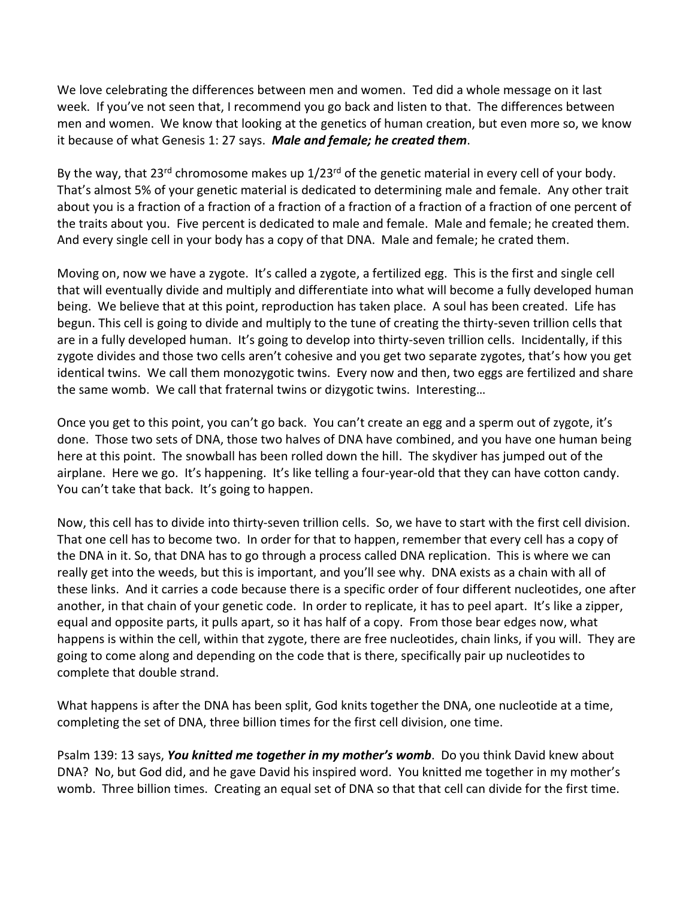We love celebrating the differences between men and women. Ted did a whole message on it last week. If you've not seen that, I recommend you go back and listen to that. The differences between men and women. We know that looking at the genetics of human creation, but even more so, we know it because of what Genesis 1: 27 says. ***Male and female; he created them***.

By the way, that 23rd chromosome makes up 1/23rd of the genetic material in every cell of your body. That's almost 5% of your genetic material is dedicated to determining male and female. Any other trait about you is a fraction of a fraction of a fraction of a fraction of a fraction of a fraction of one percent of the traits about you. Five percent is dedicated to male and female. Male and female; he created them. And every single cell in your body has a copy of that DNA. Male and female; he crated them.

Moving on, now we have a zygote. It's called a zygote, a fertilized egg. This is the first and single cell that will eventually divide and multiply and differentiate into what will become a fully developed human being. We believe that at this point, reproduction has taken place. A soul has been created. Life has begun. This cell is going to divide and multiply to the tune of creating the thirty-seven trillion cells that are in a fully developed human. It's going to develop into thirty-seven trillion cells. Incidentally, if this zygote divides and those two cells aren't cohesive and you get two separate zygotes, that's how you get identical twins. We call them monozygotic twins. Every now and then, two eggs are fertilized and share the same womb. We call that fraternal twins or dizygotic twins. Interesting…

Once you get to this point, you can't go back. You can't create an egg and a sperm out of zygote, it's done. Those two sets of DNA, those two halves of DNA have combined, and you have one human being here at this point. The snowball has been rolled down the hill. The skydiver has jumped out of the airplane. Here we go. It's happening. It's like telling a four-year-old that they can have cotton candy. You can't take that back. It's going to happen.

Now, this cell has to divide into thirty-seven trillion cells. So, we have to start with the first cell division. That one cell has to become two. In order for that to happen, remember that every cell has a copy of the DNA in it. So, that DNA has to go through a process called DNA replication. This is where we can really get into the weeds, but this is important, and you'll see why. DNA exists as a chain with all of these links. And it carries a code because there is a specific order of four different nucleotides, one after another, in that chain of your genetic code. In order to replicate, it has to peel apart. It's like a zipper, equal and opposite parts, it pulls apart, so it has half of a copy. From those bear edges now, what happens is within the cell, within that zygote, there are free nucleotides, chain links, if you will. They are going to come along and depending on the code that is there, specifically pair up nucleotides to complete that double strand.

What happens is after the DNA has been split, God knits together the DNA, one nucleotide at a time, completing the set of DNA, three billion times for the first cell division, one time.

Psalm 139: 13 says, ***You knitted me together in my mother's womb***. Do you think David knew about DNA? No, but God did, and he gave David his inspired word. You knitted me together in my mother's womb. Three billion times. Creating an equal set of DNA so that that cell can divide for the first time.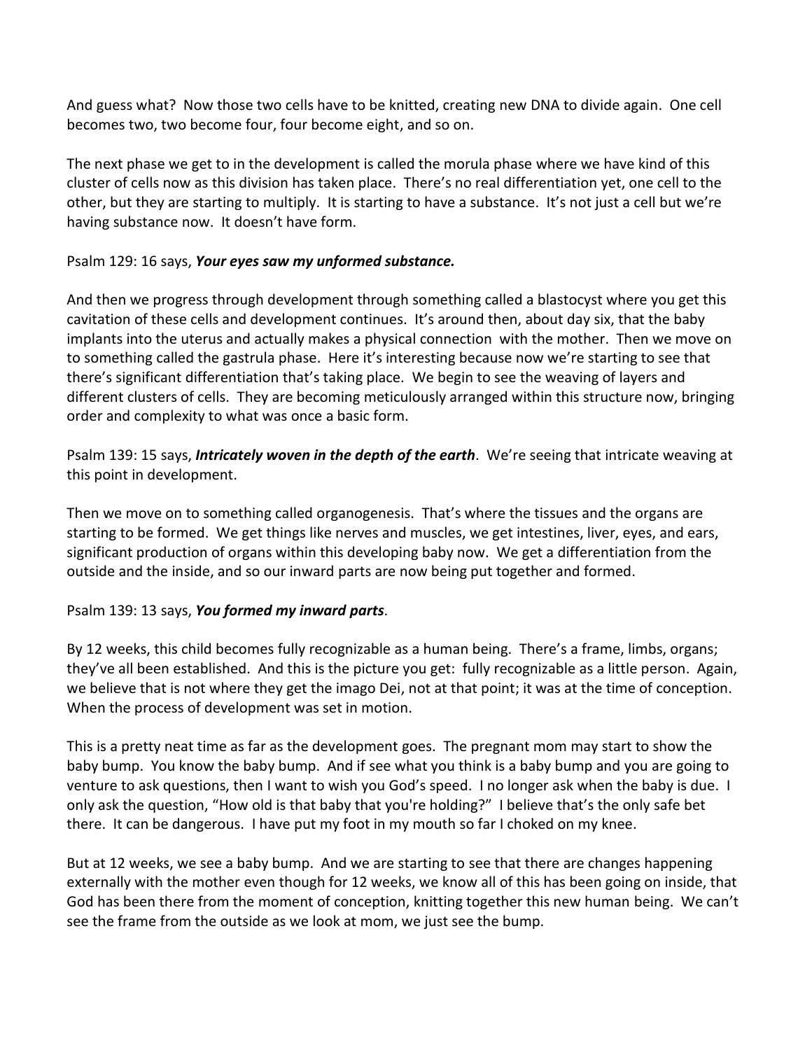And guess what? Now those two cells have to be knitted, creating new DNA to divide again. One cell becomes two, two become four, four become eight, and so on.

The next phase we get to in the development is called the morula phase where we have kind of this cluster of cells now as this division has taken place. There's no real differentiation yet, one cell to the other, but they are starting to multiply. It is starting to have a substance. It's not just a cell but we're having substance now. It doesn't have form.

Psalm 129: 16 says, ***Your eyes saw my unformed substance.***

And then we progress through development through something called a blastocyst where you get this cavitation of these cells and development continues. It's around then, about day six, that the baby implants into the uterus and actually makes a physical connection with the mother. Then we move on to something called the gastrula phase. Here it's interesting because now we're starting to see that there's significant differentiation that's taking place. We begin to see the weaving of layers and different clusters of cells. They are becoming meticulously arranged within this structure now, bringing order and complexity to what was once a basic form.

Psalm 139: 15 says, ***Intricately woven in the depth of the earth***. We're seeing that intricate weaving at this point in development.

Then we move on to something called organogenesis. That's where the tissues and the organs are starting to be formed. We get things like nerves and muscles, we get intestines, liver, eyes, and ears, significant production of organs within this developing baby now. We get a differentiation from the outside and the inside, and so our inward parts are now being put together and formed.

Psalm 139: 13 says, ***You formed my inward parts***.

By 12 weeks, this child becomes fully recognizable as a human being. There's a frame, limbs, organs; they've all been established. And this is the picture you get: fully recognizable as a little person. Again, we believe that is not where they get the imago Dei, not at that point; it was at the time of conception. When the process of development was set in motion.

This is a pretty neat time as far as the development goes. The pregnant mom may start to show the baby bump. You know the baby bump. And if see what you think is a baby bump and you are going to venture to ask questions, then I want to wish you God's speed. I no longer ask when the baby is due. I only ask the question, "How old is that baby that you're holding?" I believe that's the only safe bet there. It can be dangerous. I have put my foot in my mouth so far I choked on my knee.

But at 12 weeks, we see a baby bump. And we are starting to see that there are changes happening externally with the mother even though for 12 weeks, we know all of this has been going on inside, that God has been there from the moment of conception, knitting together this new human being. We can't see the frame from the outside as we look at mom, we just see the bump.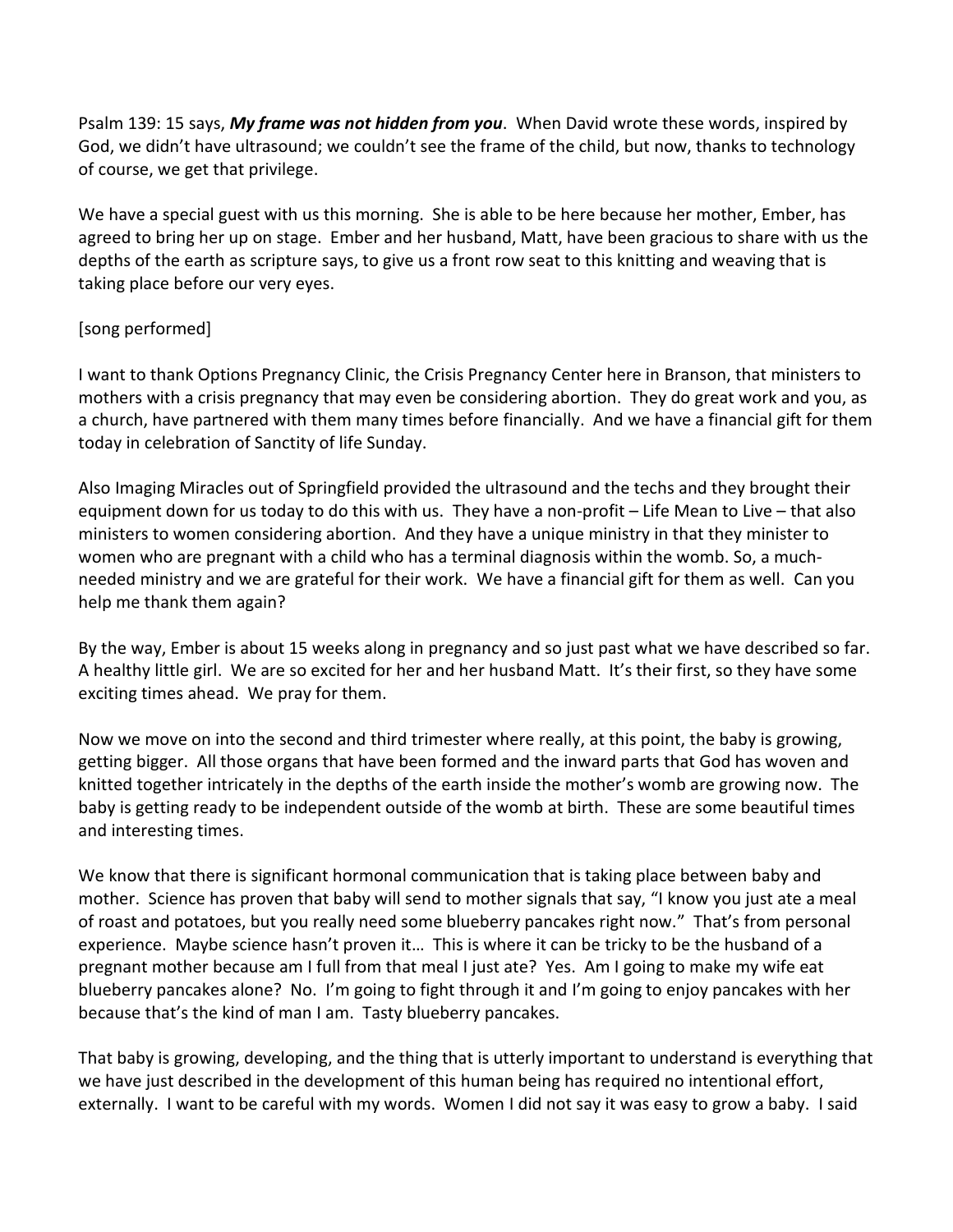Psalm 139: 15 says, ***My frame was not hidden from you***. When David wrote these words, inspired by God, we didn't have ultrasound; we couldn't see the frame of the child, but now, thanks to technology of course, we get that privilege.

We have a special guest with us this morning. She is able to be here because her mother, Ember, has agreed to bring her up on stage. Ember and her husband, Matt, have been gracious to share with us the depths of the earth as scripture says, to give us a front row seat to this knitting and weaving that is taking place before our very eyes.

[song performed]

I want to thank Options Pregnancy Clinic, the Crisis Pregnancy Center here in Branson, that ministers to mothers with a crisis pregnancy that may even be considering abortion. They do great work and you, as a church, have partnered with them many times before financially. And we have a financial gift for them today in celebration of Sanctity of life Sunday.

Also Imaging Miracles out of Springfield provided the ultrasound and the techs and they brought their equipment down for us today to do this with us. They have a non-profit – Life Mean to Live – that also ministers to women considering abortion. And they have a unique ministry in that they minister to women who are pregnant with a child who has a terminal diagnosis within the womb. So, a much-needed ministry and we are grateful for their work. We have a financial gift for them as well. Can you help me thank them again?

By the way, Ember is about 15 weeks along in pregnancy and so just past what we have described so far. A healthy little girl. We are so excited for her and her husband Matt. It's their first, so they have some exciting times ahead. We pray for them.

Now we move on into the second and third trimester where really, at this point, the baby is growing, getting bigger. All those organs that have been formed and the inward parts that God has woven and knitted together intricately in the depths of the earth inside the mother's womb are growing now. The baby is getting ready to be independent outside of the womb at birth. These are some beautiful times and interesting times.

We know that there is significant hormonal communication that is taking place between baby and mother. Science has proven that baby will send to mother signals that say, "I know you just ate a meal of roast and potatoes, but you really need some blueberry pancakes right now." That's from personal experience. Maybe science hasn't proven it… This is where it can be tricky to be the husband of a pregnant mother because am I full from that meal I just ate? Yes. Am I going to make my wife eat blueberry pancakes alone? No. I'm going to fight through it and I'm going to enjoy pancakes with her because that's the kind of man I am. Tasty blueberry pancakes.

That baby is growing, developing, and the thing that is utterly important to understand is everything that we have just described in the development of this human being has required no intentional effort, externally. I want to be careful with my words. Women I did not say it was easy to grow a baby. I said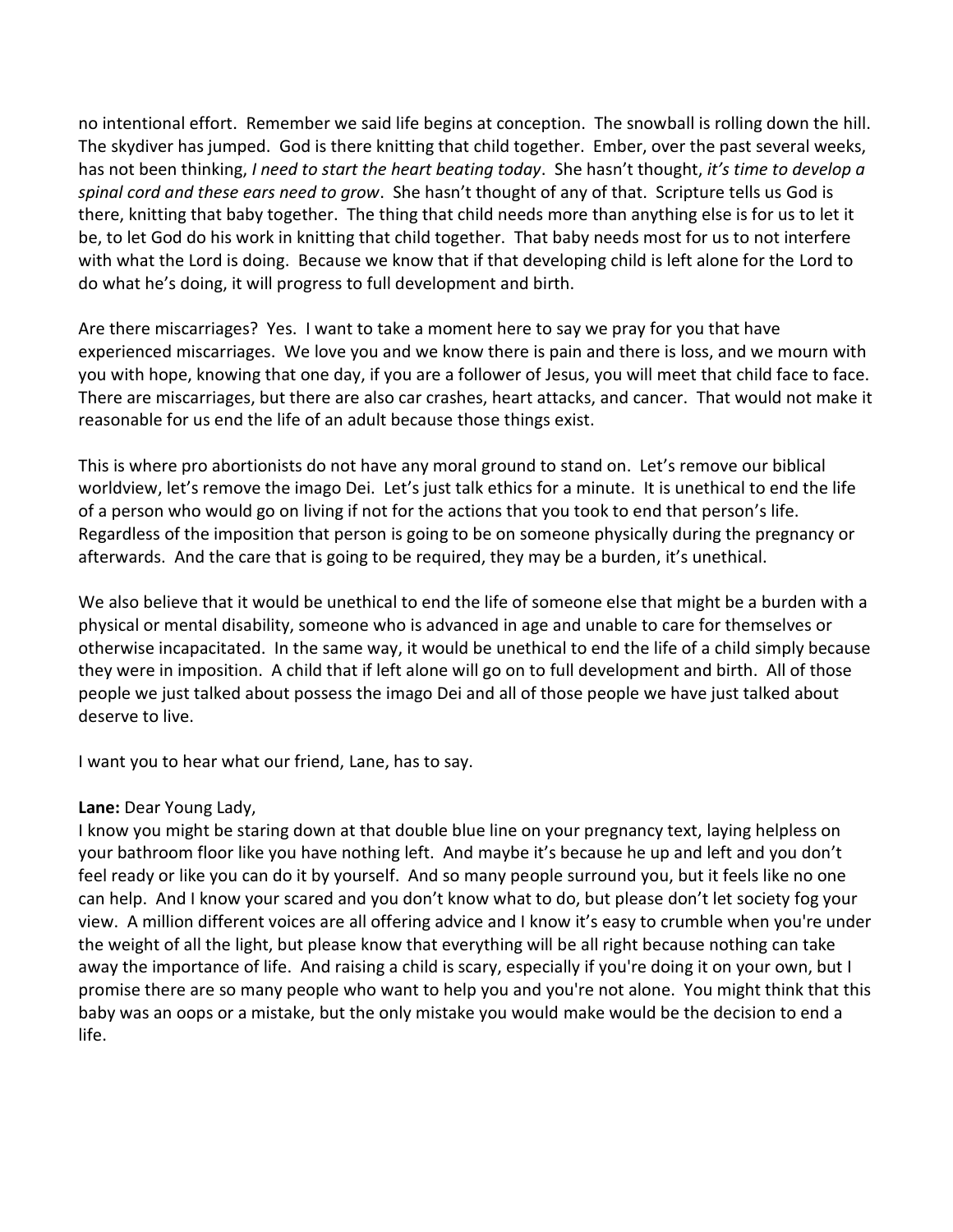no intentional effort. Remember we said life begins at conception. The snowball is rolling down the hill. The skydiver has jumped. God is there knitting that child together. Ember, over the past several weeks, has not been thinking, *I need to start the heart beating today*. She hasn't thought, *it's time to develop a spinal cord and these ears need to grow*. She hasn't thought of any of that. Scripture tells us God is there, knitting that baby together. The thing that child needs more than anything else is for us to let it be, to let God do his work in knitting that child together. That baby needs most for us to not interfere with what the Lord is doing. Because we know that if that developing child is left alone for the Lord to do what he's doing, it will progress to full development and birth.

Are there miscarriages? Yes. I want to take a moment here to say we pray for you that have experienced miscarriages. We love you and we know there is pain and there is loss, and we mourn with you with hope, knowing that one day, if you are a follower of Jesus, you will meet that child face to face. There are miscarriages, but there are also car crashes, heart attacks, and cancer. That would not make it reasonable for us end the life of an adult because those things exist.

This is where pro abortionists do not have any moral ground to stand on. Let's remove our biblical worldview, let's remove the imago Dei. Let's just talk ethics for a minute. It is unethical to end the life of a person who would go on living if not for the actions that you took to end that person's life. Regardless of the imposition that person is going to be on someone physically during the pregnancy or afterwards. And the care that is going to be required, they may be a burden, it's unethical.

We also believe that it would be unethical to end the life of someone else that might be a burden with a physical or mental disability, someone who is advanced in age and unable to care for themselves or otherwise incapacitated. In the same way, it would be unethical to end the life of a child simply because they were in imposition. A child that if left alone will go on to full development and birth. All of those people we just talked about possess the imago Dei and all of those people we have just talked about deserve to live.

I want you to hear what our friend, Lane, has to say.

**Lane:** Dear Young Lady,
I know you might be staring down at that double blue line on your pregnancy text, laying helpless on your bathroom floor like you have nothing left. And maybe it's because he up and left and you don't feel ready or like you can do it by yourself. And so many people surround you, but it feels like no one can help. And I know your scared and you don't know what to do, but please don't let society fog your view. A million different voices are all offering advice and I know it's easy to crumble when you're under the weight of all the light, but please know that everything will be all right because nothing can take away the importance of life. And raising a child is scary, especially if you're doing it on your own, but I promise there are so many people who want to help you and you're not alone. You might think that this baby was an oops or a mistake, but the only mistake you would make would be the decision to end a life.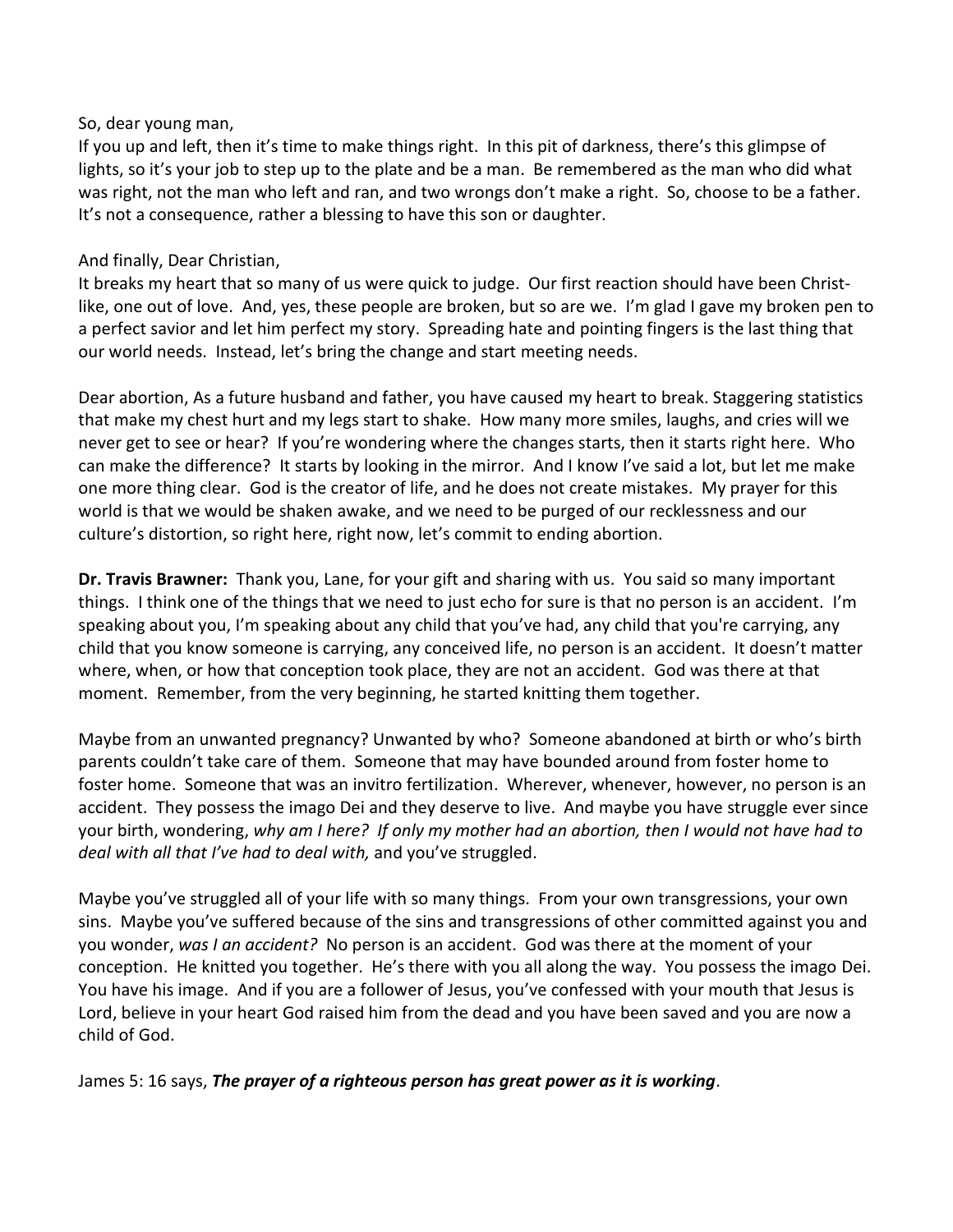So, dear young man,
If you up and left, then it's time to make things right. In this pit of darkness, there's this glimpse of lights, so it's your job to step up to the plate and be a man. Be remembered as the man who did what was right, not the man who left and ran, and two wrongs don't make a right. So, choose to be a father. It's not a consequence, rather a blessing to have this son or daughter.

And finally, Dear Christian,
It breaks my heart that so many of us were quick to judge. Our first reaction should have been Christ-like, one out of love. And, yes, these people are broken, but so are we. I'm glad I gave my broken pen to a perfect savior and let him perfect my story. Spreading hate and pointing fingers is the last thing that our world needs. Instead, let's bring the change and start meeting needs.

Dear abortion, As a future husband and father, you have caused my heart to break. Staggering statistics that make my chest hurt and my legs start to shake. How many more smiles, laughs, and cries will we never get to see or hear? If you're wondering where the changes starts, then it starts right here. Who can make the difference? It starts by looking in the mirror. And I know I've said a lot, but let me make one more thing clear. God is the creator of life, and he does not create mistakes. My prayer for this world is that we would be shaken awake, and we need to be purged of our recklessness and our culture's distortion, so right here, right now, let's commit to ending abortion.

**Dr. Travis Brawner:** Thank you, Lane, for your gift and sharing with us. You said so many important things. I think one of the things that we need to just echo for sure is that no person is an accident. I'm speaking about you, I'm speaking about any child that you've had, any child that you're carrying, any child that you know someone is carrying, any conceived life, no person is an accident. It doesn't matter where, when, or how that conception took place, they are not an accident. God was there at that moment. Remember, from the very beginning, he started knitting them together.

Maybe from an unwanted pregnancy? Unwanted by who? Someone abandoned at birth or who's birth parents couldn't take care of them. Someone that may have bounded around from foster home to foster home. Someone that was an invitro fertilization. Wherever, whenever, however, no person is an accident. They possess the imago Dei and they deserve to live. And maybe you have struggle ever since your birth, wondering, *why am I here? If only my mother had an abortion, then I would not have had to deal with all that I've had to deal with,* and you've struggled.

Maybe you've struggled all of your life with so many things. From your own transgressions, your own sins. Maybe you've suffered because of the sins and transgressions of other committed against you and you wonder, *was I an accident?* No person is an accident. God was there at the moment of your conception. He knitted you together. He's there with you all along the way. You possess the imago Dei. You have his image. And if you are a follower of Jesus, you've confessed with your mouth that Jesus is Lord, believe in your heart God raised him from the dead and you have been saved and you are now a child of God.

James 5: 16 says, ***The prayer of a righteous person has great power as it is working***.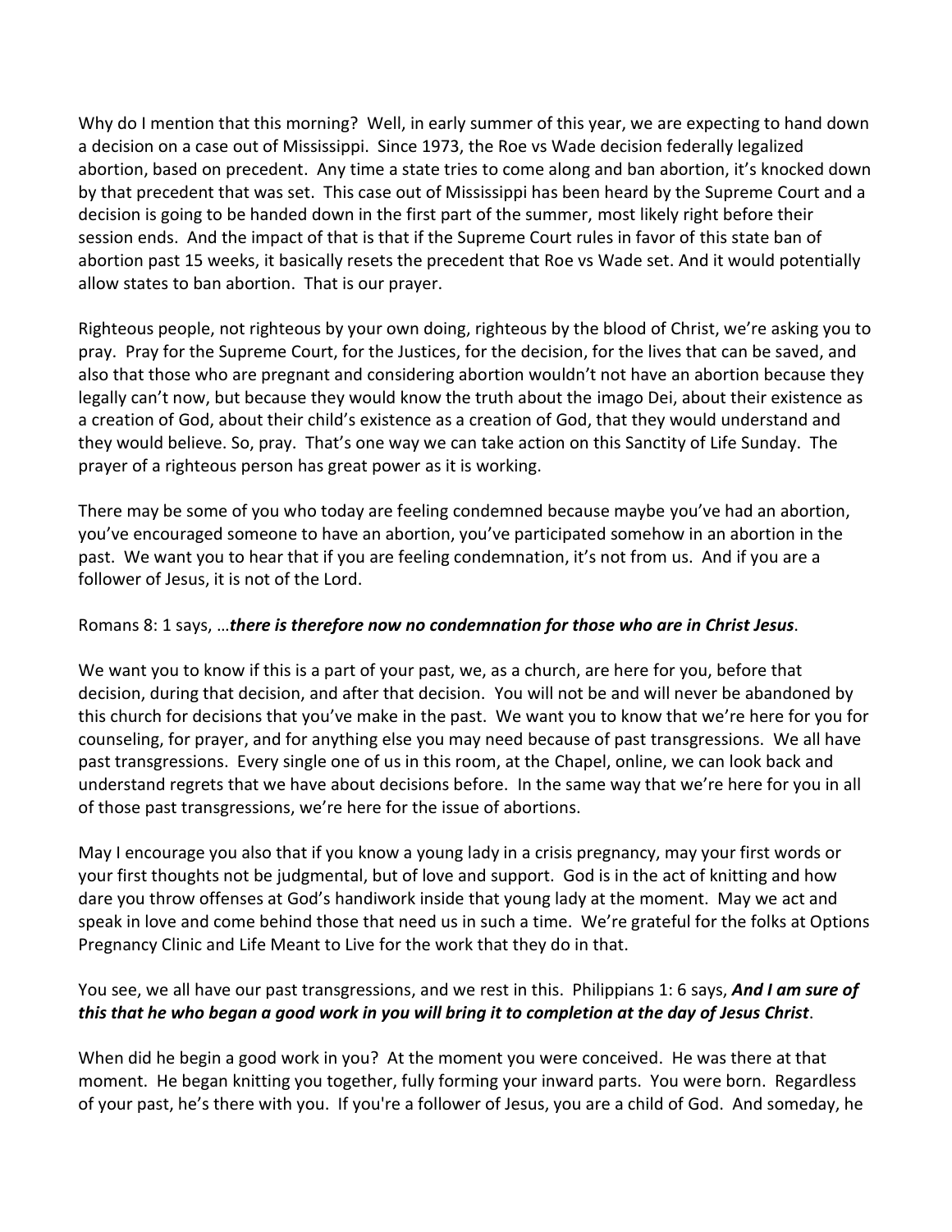Why do I mention that this morning? Well, in early summer of this year, we are expecting to hand down a decision on a case out of Mississippi. Since 1973, the Roe vs Wade decision federally legalized abortion, based on precedent. Any time a state tries to come along and ban abortion, it's knocked down by that precedent that was set. This case out of Mississippi has been heard by the Supreme Court and a decision is going to be handed down in the first part of the summer, most likely right before their session ends. And the impact of that is that if the Supreme Court rules in favor of this state ban of abortion past 15 weeks, it basically resets the precedent that Roe vs Wade set. And it would potentially allow states to ban abortion. That is our prayer.

Righteous people, not righteous by your own doing, righteous by the blood of Christ, we're asking you to pray. Pray for the Supreme Court, for the Justices, for the decision, for the lives that can be saved, and also that those who are pregnant and considering abortion wouldn't not have an abortion because they legally can't now, but because they would know the truth about the imago Dei, about their existence as a creation of God, about their child's existence as a creation of God, that they would understand and they would believe. So, pray. That's one way we can take action on this Sanctity of Life Sunday. The prayer of a righteous person has great power as it is working.

There may be some of you who today are feeling condemned because maybe you've had an abortion, you've encouraged someone to have an abortion, you've participated somehow in an abortion in the past. We want you to hear that if you are feeling condemnation, it's not from us. And if you are a follower of Jesus, it is not of the Lord.

Romans 8: 1 says, …***there is therefore now no condemnation for those who are in Christ Jesus***.

We want you to know if this is a part of your past, we, as a church, are here for you, before that decision, during that decision, and after that decision. You will not be and will never be abandoned by this church for decisions that you've make in the past. We want you to know that we're here for you for counseling, for prayer, and for anything else you may need because of past transgressions. We all have past transgressions. Every single one of us in this room, at the Chapel, online, we can look back and understand regrets that we have about decisions before. In the same way that we're here for you in all of those past transgressions, we're here for the issue of abortions.

May I encourage you also that if you know a young lady in a crisis pregnancy, may your first words or your first thoughts not be judgmental, but of love and support. God is in the act of knitting and how dare you throw offenses at God's handiwork inside that young lady at the moment. May we act and speak in love and come behind those that need us in such a time. We're grateful for the folks at Options Pregnancy Clinic and Life Meant to Live for the work that they do in that.

You see, we all have our past transgressions, and we rest in this. Philippians 1: 6 says, ***And I am sure of this that he who began a good work in you will bring it to completion at the day of Jesus Christ***.

When did he begin a good work in you? At the moment you were conceived. He was there at that moment. He began knitting you together, fully forming your inward parts. You were born. Regardless of your past, he's there with you. If you're a follower of Jesus, you are a child of God. And someday, he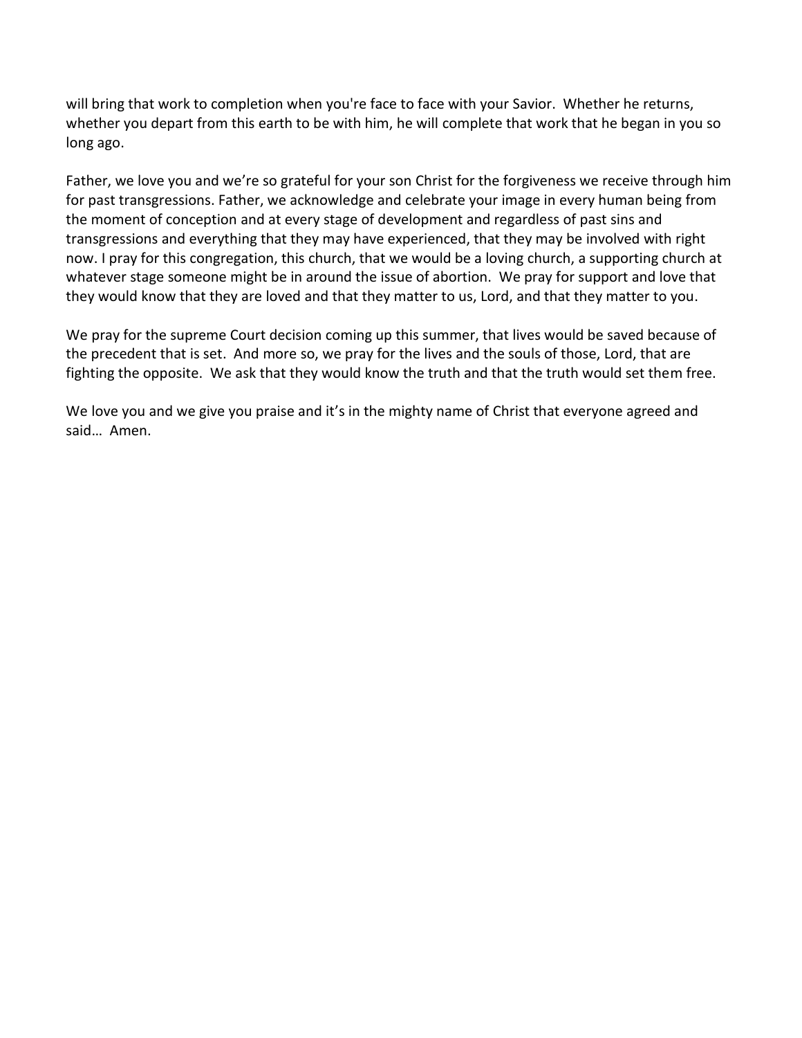will bring that work to completion when you're face to face with your Savior. Whether he returns, whether you depart from this earth to be with him, he will complete that work that he began in you so long ago.

Father, we love you and we're so grateful for your son Christ for the forgiveness we receive through him for past transgressions. Father, we acknowledge and celebrate your image in every human being from the moment of conception and at every stage of development and regardless of past sins and transgressions and everything that they may have experienced, that they may be involved with right now. I pray for this congregation, this church, that we would be a loving church, a supporting church at whatever stage someone might be in around the issue of abortion. We pray for support and love that they would know that they are loved and that they matter to us, Lord, and that they matter to you.

We pray for the supreme Court decision coming up this summer, that lives would be saved because of the precedent that is set. And more so, we pray for the lives and the souls of those, Lord, that are fighting the opposite. We ask that they would know the truth and that the truth would set them free.

We love you and we give you praise and it's in the mighty name of Christ that everyone agreed and said… Amen.